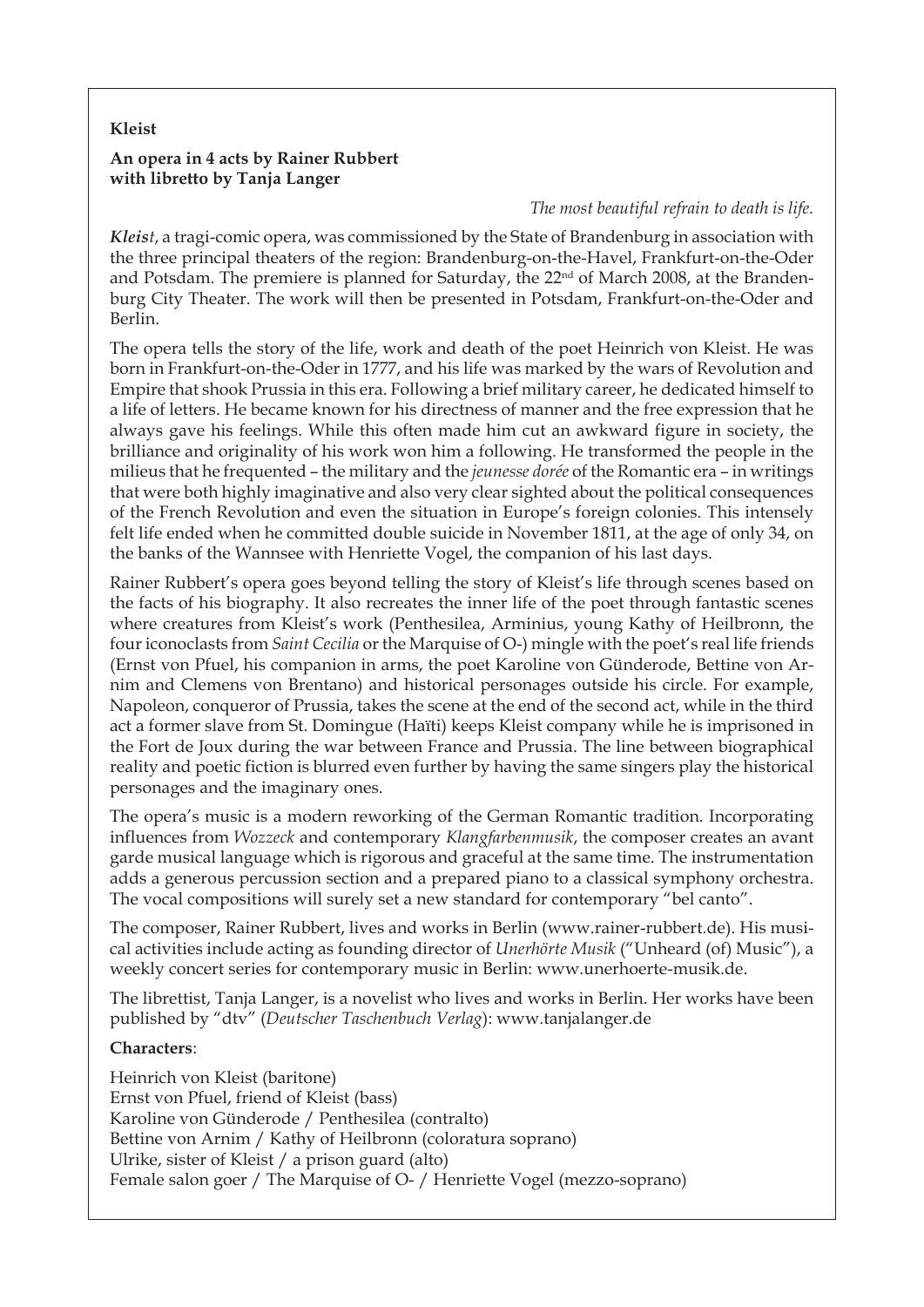**Kleist**

**An opera in 4 acts by Rainer Rubbert with libretto by Tanja Langer**

*The most beautiful refrain to death is life.*

***Kleist***, a tragi-comic opera, was commissioned by the State of Brandenburg in association with the three principal theaters of the region: Brandenburg-on-the-Havel, Frankfurt-on-the-Oder and Potsdam. The premiere is planned for Saturday, the 22nd of March 2008, at the Brandenburg City Theater. The work will then be presented in Potsdam, Frankfurt-on-the-Oder and Berlin.

The opera tells the story of the life, work and death of the poet Heinrich von Kleist. He was born in Frankfurt-on-the-Oder in 1777, and his life was marked by the wars of Revolution and Empire that shook Prussia in this era. Following a brief military career, he dedicated himself to a life of letters. He became known for his directness of manner and the free expression that he always gave his feelings. While this often made him cut an awkward figure in society, the brilliance and originality of his work won him a following. He transformed the people in the milieus that he frequented – the military and the *jeunesse dorée* of the Romantic era – in writings that were both highly imaginative and also very clear sighted about the political consequences of the French Revolution and even the situation in Europe's foreign colonies. This intensely felt life ended when he committed double suicide in November 1811, at the age of only 34, on the banks of the Wannsee with Henriette Vogel, the companion of his last days.

Rainer Rubbert's opera goes beyond telling the story of Kleist's life through scenes based on the facts of his biography. It also recreates the inner life of the poet through fantastic scenes where creatures from Kleist's work (Penthesilea, Arminius, young Kathy of Heilbronn, the four iconoclasts from *Saint Cecilia* or the Marquise of O-) mingle with the poet's real life friends (Ernst von Pfuel, his companion in arms, the poet Karoline von Günderode, Bettine von Arnim and Clemens von Brentano) and historical personages outside his circle. For example, Napoleon, conqueror of Prussia, takes the scene at the end of the second act, while in the third act a former slave from St. Domingue (Haïti) keeps Kleist company while he is imprisoned in the Fort de Joux during the war between France and Prussia. The line between biographical reality and poetic fiction is blurred even further by having the same singers play the historical personages and the imaginary ones.

The opera's music is a modern reworking of the German Romantic tradition. Incorporating influences from *Wozzeck* and contemporary *Klangfarbenmusik*, the composer creates an avant garde musical language which is rigorous and graceful at the same time. The instrumentation adds a generous percussion section and a prepared piano to a classical symphony orchestra. The vocal compositions will surely set a new standard for contemporary "bel canto".

The composer, Rainer Rubbert, lives and works in Berlin (www.rainer-rubbert.de). His musical activities include acting as founding director of *Unerhörte Musik* ("Unheard (of) Music"), a weekly concert series for contemporary music in Berlin: www.unerhoerte-musik.de.

The librettist, Tanja Langer, is a novelist who lives and works in Berlin. Her works have been published by "dtv" (*Deutscher Taschenbuch Verlag*): www.tanjalanger.de

**Characters**:

Heinrich von Kleist (baritone)
Ernst von Pfuel, friend of Kleist (bass)
Karoline von Günderode / Penthesilea (contralto)
Bettine von Arnim / Kathy of Heilbronn (coloratura soprano)
Ulrike, sister of Kleist / a prison guard (alto)
Female salon goer / The Marquise of O- / Henriette Vogel (mezzo-soprano)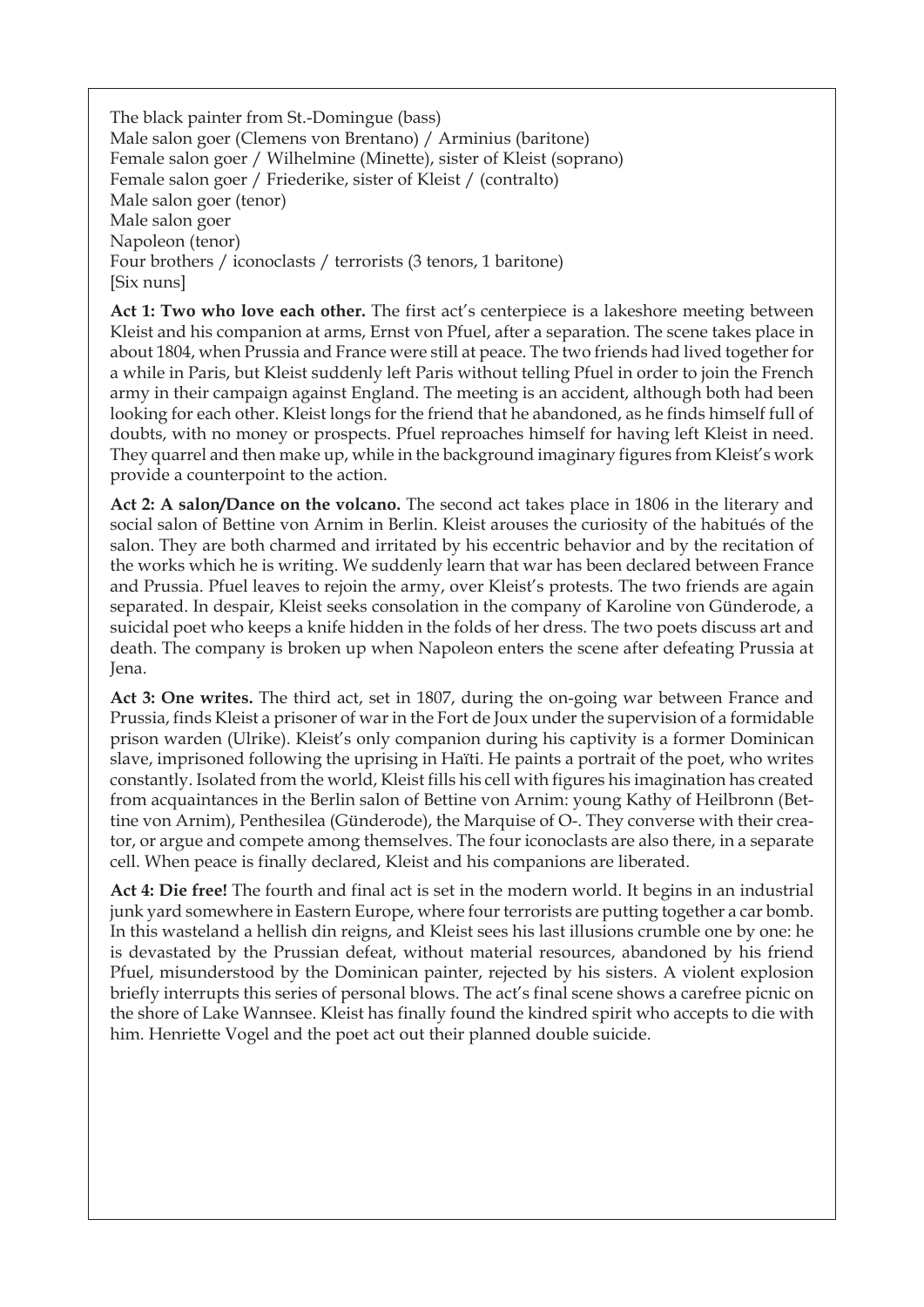The black painter from St.-Domingue (bass)
Male salon goer (Clemens von Brentano) / Arminius (baritone)
Female salon goer / Wilhelmine (Minette), sister of Kleist (soprano)
Female salon goer / Friederike, sister of Kleist / (contralto)
Male salon goer (tenor)
Male salon goer
Napoleon (tenor)
Four brothers / iconoclasts / terrorists (3 tenors, 1 baritone)
[Six nuns]

**Act 1: Two who love each other.** The first act's centerpiece is a lakeshore meeting between Kleist and his companion at arms, Ernst von Pfuel, after a separation. The scene takes place in about 1804, when Prussia and France were still at peace. The two friends had lived together for a while in Paris, but Kleist suddenly left Paris without telling Pfuel in order to join the French army in their campaign against England. The meeting is an accident, although both had been looking for each other. Kleist longs for the friend that he abandoned, as he finds himself full of doubts, with no money or prospects. Pfuel reproaches himself for having left Kleist in need. They quarrel and then make up, while in the background imaginary figures from Kleist's work provide a counterpoint to the action.

**Act 2: A salon/Dance on the volcano.** The second act takes place in 1806 in the literary and social salon of Bettine von Arnim in Berlin. Kleist arouses the curiosity of the habitués of the salon. They are both charmed and irritated by his eccentric behavior and by the recitation of the works which he is writing. We suddenly learn that war has been declared between France and Prussia. Pfuel leaves to rejoin the army, over Kleist's protests. The two friends are again separated. In despair, Kleist seeks consolation in the company of Karoline von Günderode, a suicidal poet who keeps a knife hidden in the folds of her dress. The two poets discuss art and death. The company is broken up when Napoleon enters the scene after defeating Prussia at Jena.

**Act 3: One writes.** The third act, set in 1807, during the on-going war between France and Prussia, finds Kleist a prisoner of war in the Fort de Joux under the supervision of a formidable prison warden (Ulrike). Kleist's only companion during his captivity is a former Dominican slave, imprisoned following the uprising in Haïti. He paints a portrait of the poet, who writes constantly. Isolated from the world, Kleist fills his cell with figures his imagination has created from acquaintances in the Berlin salon of Bettine von Arnim: young Kathy of Heilbronn (Bettine von Arnim), Penthesilea (Günderode), the Marquise of O-. They converse with their creator, or argue and compete among themselves. The four iconoclasts are also there, in a separate cell. When peace is finally declared, Kleist and his companions are liberated.

**Act 4: Die free!** The fourth and final act is set in the modern world. It begins in an industrial junk yard somewhere in Eastern Europe, where four terrorists are putting together a car bomb. In this wasteland a hellish din reigns, and Kleist sees his last illusions crumble one by one: he is devastated by the Prussian defeat, without material resources, abandoned by his friend Pfuel, misunderstood by the Dominican painter, rejected by his sisters. A violent explosion briefly interrupts this series of personal blows. The act's final scene shows a carefree picnic on the shore of Lake Wannsee. Kleist has finally found the kindred spirit who accepts to die with him. Henriette Vogel and the poet act out their planned double suicide.